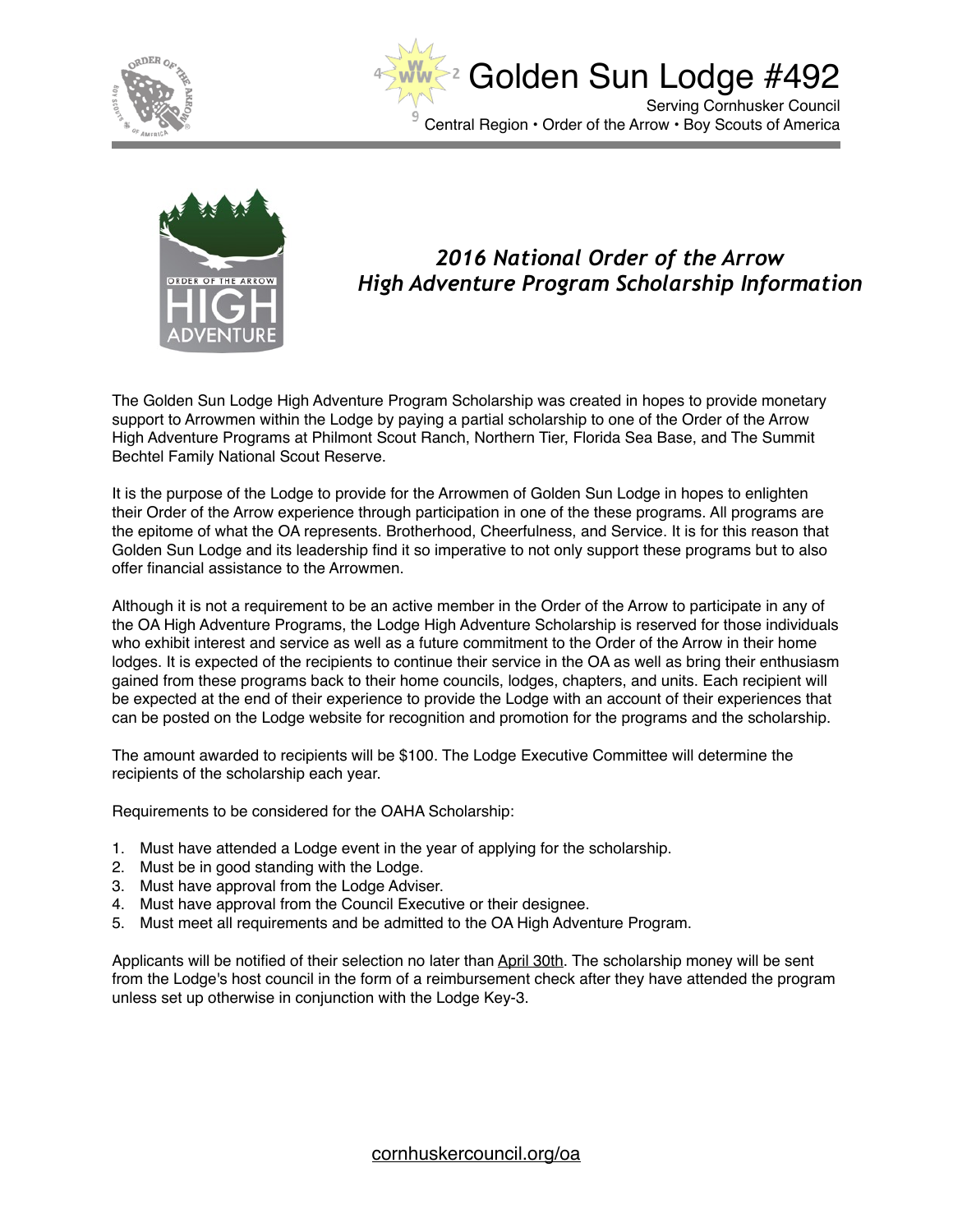# Golden Sun Lodge #492

Serving Cornhusker Council
Central Region • Order of the Arrow • Boy Scouts of America

## *2016 National Order of the Arrow High Adventure Program Scholarship Information*

The Golden Sun Lodge High Adventure Program Scholarship was created in hopes to provide monetary support to Arrowmen within the Lodge by paying a partial scholarship to one of the Order of the Arrow High Adventure Programs at Philmont Scout Ranch, Northern Tier, Florida Sea Base, and The Summit Bechtel Family National Scout Reserve.

It is the purpose of the Lodge to provide for the Arrowmen of Golden Sun Lodge in hopes to enlighten their Order of the Arrow experience through participation in one of the these programs. All programs are the epitome of what the OA represents. Brotherhood, Cheerfulness, and Service. It is for this reason that Golden Sun Lodge and its leadership find it so imperative to not only support these programs but to also offer financial assistance to the Arrowmen.

Although it is not a requirement to be an active member in the Order of the Arrow to participate in any of the OA High Adventure Programs, the Lodge High Adventure Scholarship is reserved for those individuals who exhibit interest and service as well as a future commitment to the Order of the Arrow in their home lodges. It is expected of the recipients to continue their service in the OA as well as bring their enthusiasm gained from these programs back to their home councils, lodges, chapters, and units. Each recipient will be expected at the end of their experience to provide the Lodge with an account of their experiences that can be posted on the Lodge website for recognition and promotion for the programs and the scholarship.

The amount awarded to recipients will be $100. The Lodge Executive Committee will determine the recipients of the scholarship each year.

Requirements to be considered for the OAHA Scholarship:

1. Must have attended a Lodge event in the year of applying for the scholarship.
2. Must be in good standing with the Lodge.
3. Must have approval from the Lodge Adviser.
4. Must have approval from the Council Executive or their designee.
5. Must meet all requirements and be admitted to the OA High Adventure Program.

Applicants will be notified of their selection no later than April 30th. The scholarship money will be sent from the Lodge's host council in the form of a reimbursement check after they have attended the program unless set up otherwise in conjunction with the Lodge Key-3.

cornhuskercouncil.org/oa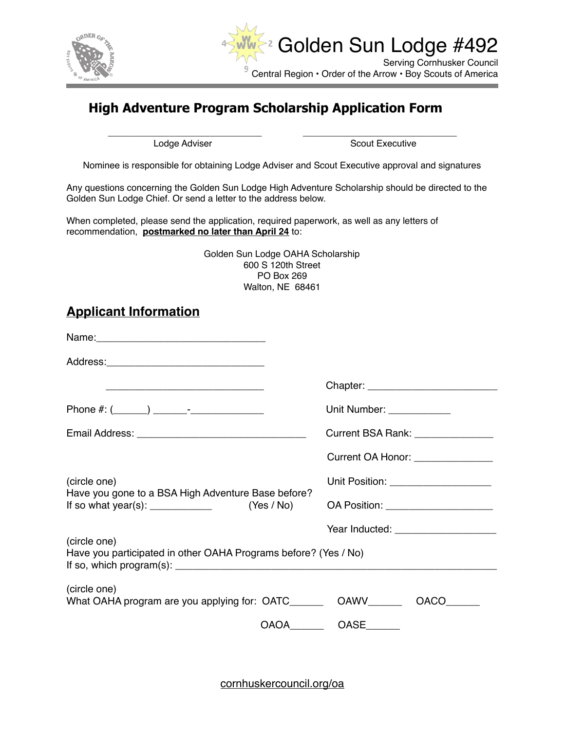Golden Sun Lodge #492

Serving Cornhusker Council
Central Region • Order of the Arrow • Boy Scouts of America

## High Adventure Program Scholarship Application Form

_____________________________ Lodge Adviser

_____________________________ Scout Executive

Nominee is responsible for obtaining Lodge Adviser and Scout Executive approval and signatures

Any questions concerning the Golden Sun Lodge High Adventure Scholarship should be directed to the Golden Sun Lodge Chief. Or send a letter to the address below.

When completed, please send the application, required paperwork, as well as any letters of recommendation, **postmarked no later than April 24** to:

Golden Sun Lodge OAHA Scholarship
600 S 120th Street
PO Box 269
Walton, NE 68461

## Applicant Information

Name:______________________________

Address:____________________________

____________________________

Phone #: (______) ______-_____________

Email Address: _______________________________

Chapter: _______________________

Unit Number: ___________

Current BSA Rank: ______________

Current OA Honor: ______________

Unit Position: __________________

OA Position: ___________________

Year Inducted: __________________

(circle one)
Have you gone to a BSA High Adventure Base before?
If so what year(s): ___________ (Yes / No)

(circle one)
Have you participated in other OAHA Programs before? (Yes / No)
If so, which program(s): ___________________________________________________________

(circle one)
What OAHA program are you applying for: OATC______ OAWV______ OACO______ OAOA______ OASE______

cornhuskercouncil.org/oa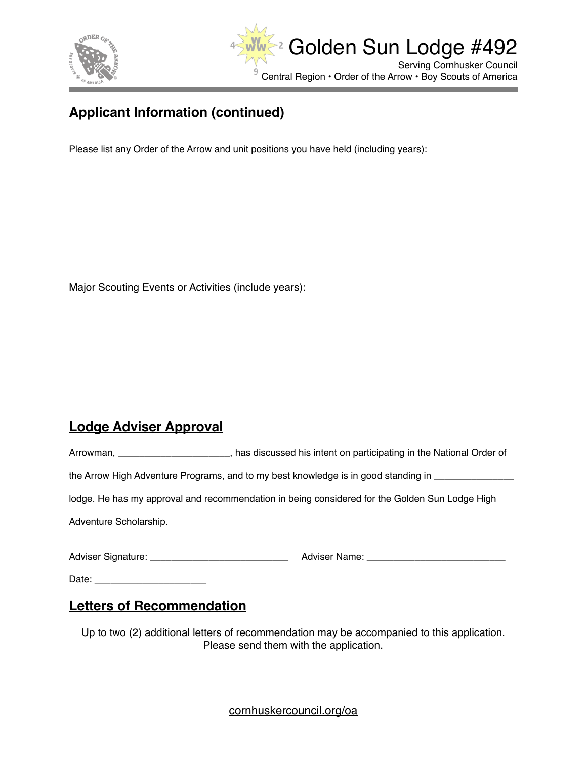## Applicant Information (continued)

Please list any Order of the Arrow and unit positions you have held (including years):

Major Scouting Events or Activities (include years):

## Lodge Adviser Approval

Arrowman, _____________________, has discussed his intent on participating in the National Order of the Arrow High Adventure Programs, and to my best knowledge is in good standing in _______________ lodge. He has my approval and recommendation in being considered for the Golden Sun Lodge High Adventure Scholarship.

Adviser Signature: ___________________________ Adviser Name: ___________________________

Date: _____________________

## Letters of Recommendation

Up to two (2) additional letters of recommendation may be accompanied to this application. Please send them with the application.

cornhuskercouncil.org/oa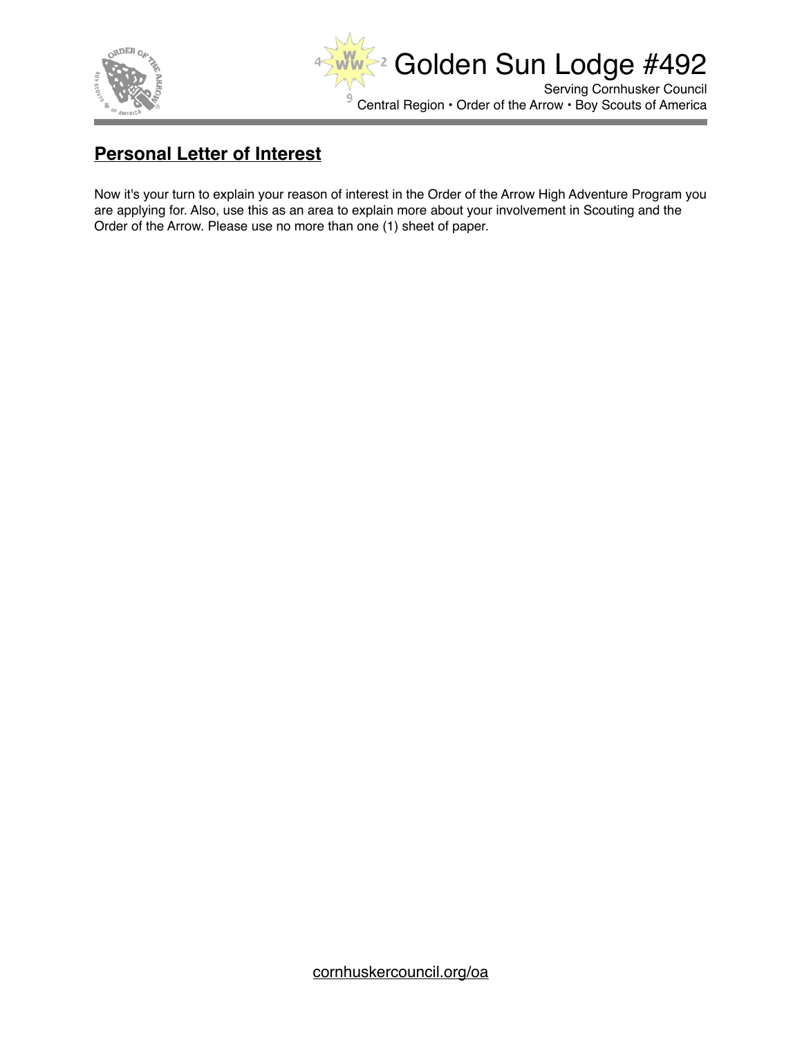# Golden Sun Lodge #492

Serving Cornhusker Council

Central Region • Order of the Arrow • Boy Scouts of America

## **Personal Letter of Interest**

Now it's your turn to explain your reason of interest in the Order of the Arrow High Adventure Program you are applying for. Also, use this as an area to explain more about your involvement in Scouting and the Order of the Arrow. Please use no more than one (1) sheet of paper.

cornhuskercouncil.org/oa